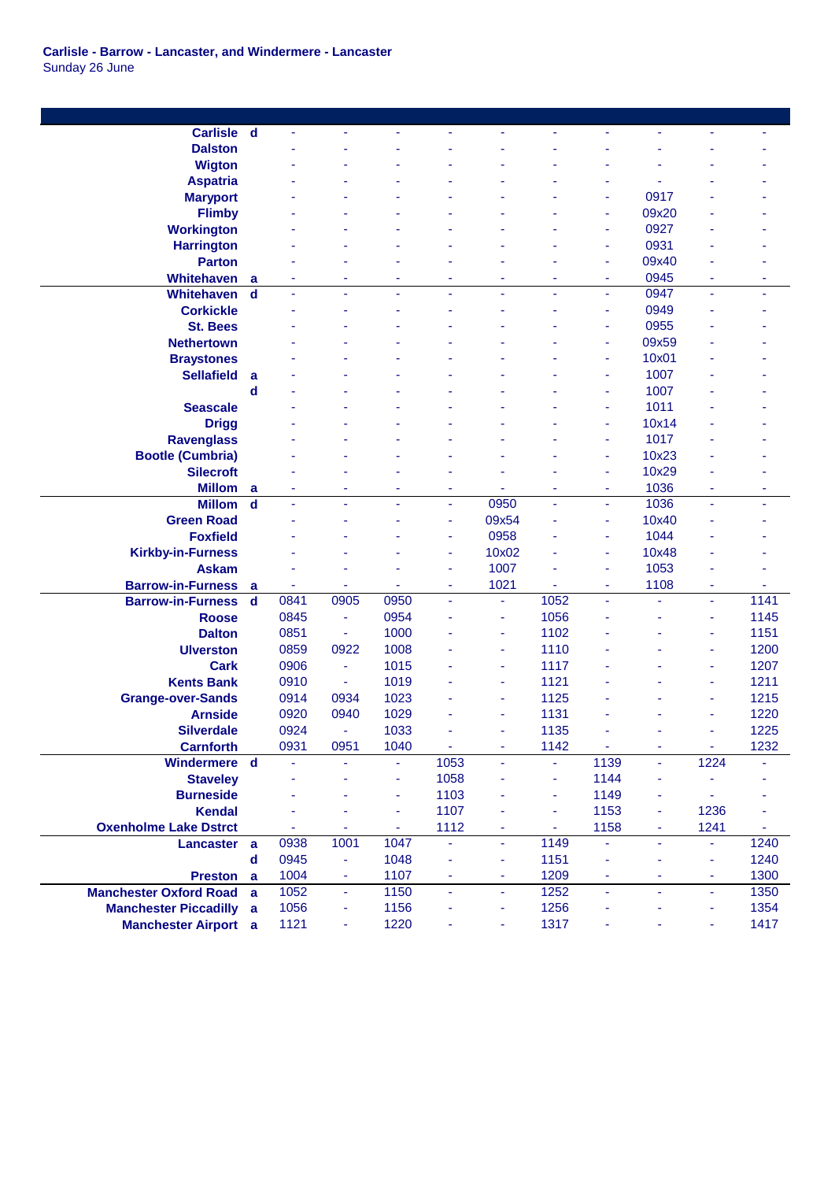**Carlisle - Barrow - Lancaster, and Windermere - Lancaster**
Sunday 26 June

| Station | | | | | | | | | | | |
|---|---|---|---|---|---|---|---|---|---|---|---|
| Carlisle | d | - | - | - | - | - | - | - | - | - | - |
| Dalston | | - | - | - | - | - | - | - | - | - | - |
| Wigton | | - | - | - | - | - | - | - | - | - | - |
| Aspatria | | - | - | - | - | - | - | - | - | - | - |
| Maryport | | - | - | - | - | - | - | - | 0917 | - | - |
| Flimby | | - | - | - | - | - | - | - | 09x20 | - | - |
| Workington | | - | - | - | - | - | - | - | 0927 | - | - |
| Harrington | | - | - | - | - | - | - | - | 0931 | - | - |
| Parton | | - | - | - | - | - | - | - | 09x40 | - | - |
| Whitehaven | a | - | - | - | - | - | - | - | 0945 | - | - |
| Whitehaven | d | - | - | - | - | - | - | - | 0947 | - | - |
| Corkickle | | - | - | - | - | - | - | - | 0949 | - | - |
| St. Bees | | - | - | - | - | - | - | - | 0955 | - | - |
| Nethertown | | - | - | - | - | - | - | - | 09x59 | - | - |
| Braystones | | - | - | - | - | - | - | - | 10x01 | - | - |
| Sellafield | a | - | - | - | - | - | - | - | 1007 | - | - |
| | d | - | - | - | - | - | - | - | 1007 | - | - |
| Seascale | | - | - | - | - | - | - | - | 1011 | - | - |
| Drigg | | - | - | - | - | - | - | - | 10x14 | - | - |
| Ravenglass | | - | - | - | - | - | - | - | 1017 | - | - |
| Bootle (Cumbria) | | - | - | - | - | - | - | - | 10x23 | - | - |
| Silecroft | | - | - | - | - | - | - | - | 10x29 | - | - |
| Millom | a | - | - | - | - | - | - | - | 1036 | - | - |
| Millom | d | - | - | - | - | 0950 | - | - | 1036 | - | - |
| Green Road | | - | - | - | - | 09x54 | - | - | 10x40 | - | - |
| Foxfield | | - | - | - | - | 0958 | - | - | 1044 | - | - |
| Kirkby-in-Furness | | - | - | - | - | 10x02 | - | - | 10x48 | - | - |
| Askam | | - | - | - | - | 1007 | - | - | 1053 | - | - |
| Barrow-in-Furness | a | - | - | - | - | 1021 | - | - | 1108 | - | - |
| Barrow-in-Furness | d | 0841 | 0905 | 0950 | - | - | 1052 | - | - | - | 1141 |
| Roose | | 0845 | - | 0954 | - | - | 1056 | - | - | - | 1145 |
| Dalton | | 0851 | - | 1000 | - | - | 1102 | - | - | - | 1151 |
| Ulverston | | 0859 | 0922 | 1008 | - | - | 1110 | - | - | - | 1200 |
| Cark | | 0906 | - | 1015 | - | - | 1117 | - | - | - | 1207 |
| Kents Bank | | 0910 | - | 1019 | - | - | 1121 | - | - | - | 1211 |
| Grange-over-Sands | | 0914 | 0934 | 1023 | - | - | 1125 | - | - | - | 1215 |
| Arnside | | 0920 | 0940 | 1029 | - | - | 1131 | - | - | - | 1220 |
| Silverdale | | 0924 | - | 1033 | - | - | 1135 | - | - | - | 1225 |
| Carnforth | | 0931 | 0951 | 1040 | - | - | 1142 | - | - | - | 1232 |
| Windermere | d | - | - | - | 1053 | - | - | 1139 | - | 1224 | - |
| Staveley | | - | - | - | 1058 | - | - | 1144 | - | - | - |
| Burneside | | - | - | - | 1103 | - | - | 1149 | - | - | - |
| Kendal | | - | - | - | 1107 | - | - | 1153 | - | 1236 | - |
| Oxenholme Lake Dstrct | | - | - | - | 1112 | - | - | 1158 | - | 1241 | - |
| Lancaster | a | 0938 | 1001 | 1047 | - | - | 1149 | - | - | - | 1240 |
| | d | 0945 | - | 1048 | - | - | 1151 | - | - | - | 1240 |
| Preston | a | 1004 | - | 1107 | - | - | 1209 | - | - | - | 1300 |
| Manchester Oxford Road | a | 1052 | - | 1150 | - | - | 1252 | - | - | - | 1350 |
| Manchester Piccadilly | a | 1056 | - | 1156 | - | - | 1256 | - | - | - | 1354 |
| Manchester Airport | a | 1121 | - | 1220 | - | - | 1317 | - | - | - | 1417 |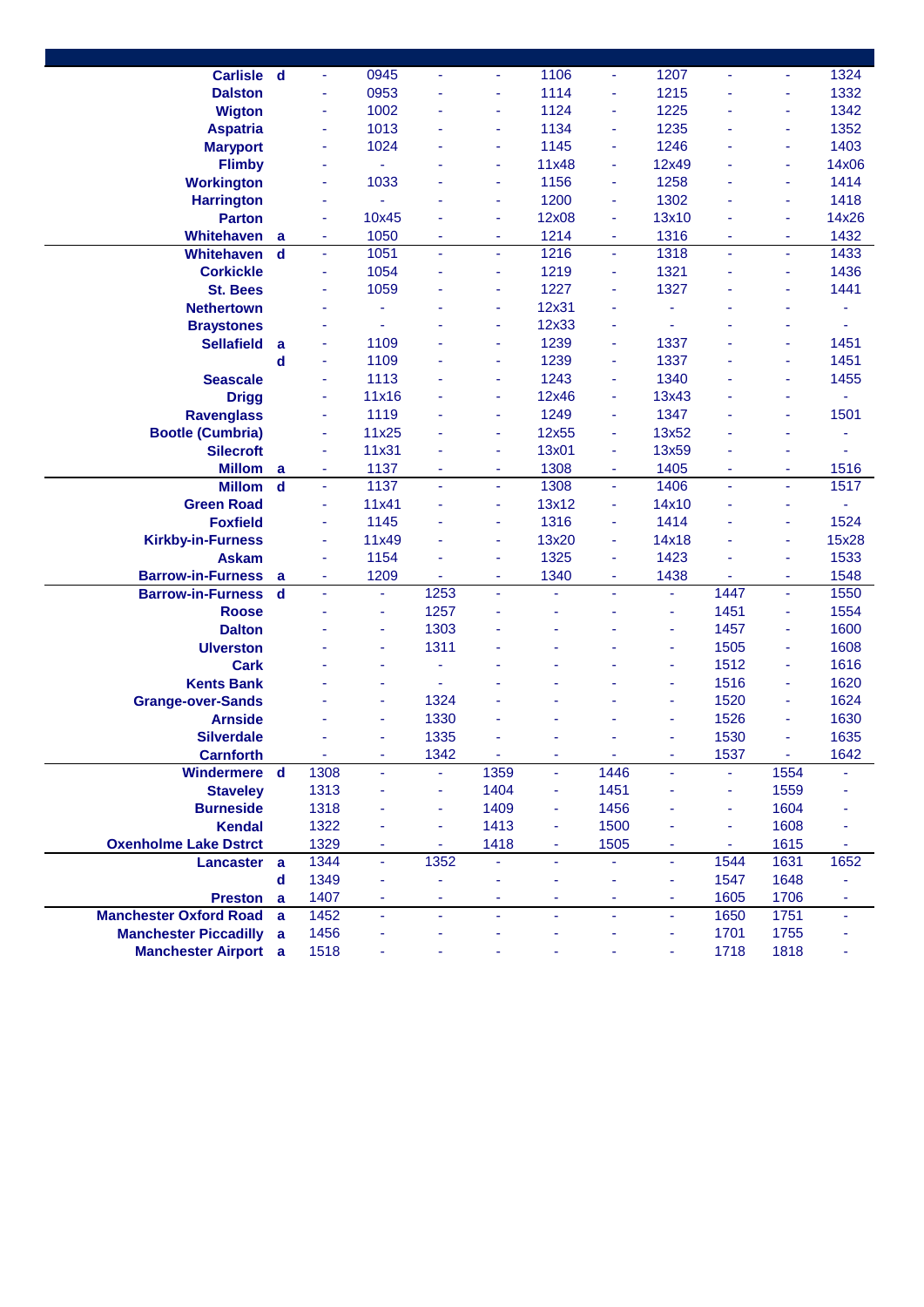| Station | | | | | | | | | | | |
|---|---|---|---|---|---|---|---|---|---|---|---|
| Carlisle | d | - | 0945 | - | - | 1106 | - | 1207 | - | - | 1324 |
| Dalston | | - | 0953 | - | - | 1114 | - | 1215 | - | - | 1332 |
| Wigton | | - | 1002 | - | - | 1124 | - | 1225 | - | - | 1342 |
| Aspatria | | - | 1013 | - | - | 1134 | - | 1235 | - | - | 1352 |
| Maryport | | - | 1024 | - | - | 1145 | - | 1246 | - | - | 1403 |
| Flimby | | - | - | - | - | 11x48 | - | 12x49 | - | - | 14x06 |
| Workington | | - | 1033 | - | - | 1156 | - | 1258 | - | - | 1414 |
| Harrington | | - | - | - | - | 1200 | - | 1302 | - | - | 1418 |
| Parton | | - | 10x45 | - | - | 12x08 | - | 13x10 | - | - | 14x26 |
| Whitehaven | a | - | 1050 | - | - | 1214 | - | 1316 | - | - | 1432 |
| Whitehaven | d | - | 1051 | - | - | 1216 | - | 1318 | - | - | 1433 |
| Corkickle | | - | 1054 | - | - | 1219 | - | 1321 | - | - | 1436 |
| St. Bees | | - | 1059 | - | - | 1227 | - | 1327 | - | - | 1441 |
| Nethertown | | - | - | - | - | 12x31 | - | - | - | - | - |
| Braystones | | - | - | - | - | 12x33 | - | - | - | - | - |
| Sellafield | a | - | 1109 | - | - | 1239 | - | 1337 | - | - | 1451 |
| | d | - | 1109 | - | - | 1239 | - | 1337 | - | - | 1451 |
| Seascale | | - | 1113 | - | - | 1243 | - | 1340 | - | - | 1455 |
| Drigg | | - | 11x16 | - | - | 12x46 | - | 13x43 | - | - | - |
| Ravenglass | | - | 1119 | - | - | 1249 | - | 1347 | - | - | 1501 |
| Bootle (Cumbria) | | - | 11x25 | - | - | 12x55 | - | 13x52 | - | - | - |
| Silecroft | | - | 11x31 | - | - | 13x01 | - | 13x59 | - | - | - |
| Millom | a | - | 1137 | - | - | 1308 | - | 1405 | - | - | 1516 |
| Millom | d | - | 1137 | - | - | 1308 | - | 1406 | - | - | 1517 |
| Green Road | | - | 11x41 | - | - | 13x12 | - | 14x10 | - | - | - |
| Foxfield | | - | 1145 | - | - | 1316 | - | 1414 | - | - | 1524 |
| Kirkby-in-Furness | | - | 11x49 | - | - | 13x20 | - | 14x18 | - | - | 15x28 |
| Askam | | - | 1154 | - | - | 1325 | - | 1423 | - | - | 1533 |
| Barrow-in-Furness | a | - | 1209 | - | - | 1340 | - | 1438 | - | - | 1548 |
| Barrow-in-Furness | d | - | - | 1253 | - | - | - | - | 1447 | - | 1550 |
| Roose | | - | - | 1257 | - | - | - | - | 1451 | - | 1554 |
| Dalton | | - | - | 1303 | - | - | - | - | 1457 | - | 1600 |
| Ulverston | | - | - | 1311 | - | - | - | - | 1505 | - | 1608 |
| Cark | | - | - | - | - | - | - | - | 1512 | - | 1616 |
| Kents Bank | | - | - | - | - | - | - | - | 1516 | - | 1620 |
| Grange-over-Sands | | - | - | 1324 | - | - | - | - | 1520 | - | 1624 |
| Arnside | | - | - | 1330 | - | - | - | - | 1526 | - | 1630 |
| Silverdale | | - | - | 1335 | - | - | - | - | 1530 | - | 1635 |
| Carnforth | | - | - | 1342 | - | - | - | - | 1537 | - | 1642 |
| Windermere | d | 1308 | - | - | 1359 | - | 1446 | - | - | 1554 | - |
| Staveley | | 1313 | - | - | 1404 | - | 1451 | - | - | 1559 | - |
| Burneside | | 1318 | - | - | 1409 | - | 1456 | - | - | 1604 | - |
| Kendal | | 1322 | - | - | 1413 | - | 1500 | - | - | 1608 | - |
| Oxenholme Lake Dstrct | | 1329 | - | - | 1418 | - | 1505 | - | - | 1615 | - |
| Lancaster | a | 1344 | - | 1352 | - | - | - | - | 1544 | 1631 | 1652 |
| | d | 1349 | - | - | - | - | - | - | 1547 | 1648 | - |
| Preston | a | 1407 | - | - | - | - | - | - | 1605 | 1706 | - |
| Manchester Oxford Road | a | 1452 | - | - | - | - | - | - | 1650 | 1751 | - |
| Manchester Piccadilly | a | 1456 | - | - | - | - | - | - | 1701 | 1755 | - |
| Manchester Airport | a | 1518 | - | - | - | - | - | - | 1718 | 1818 | - |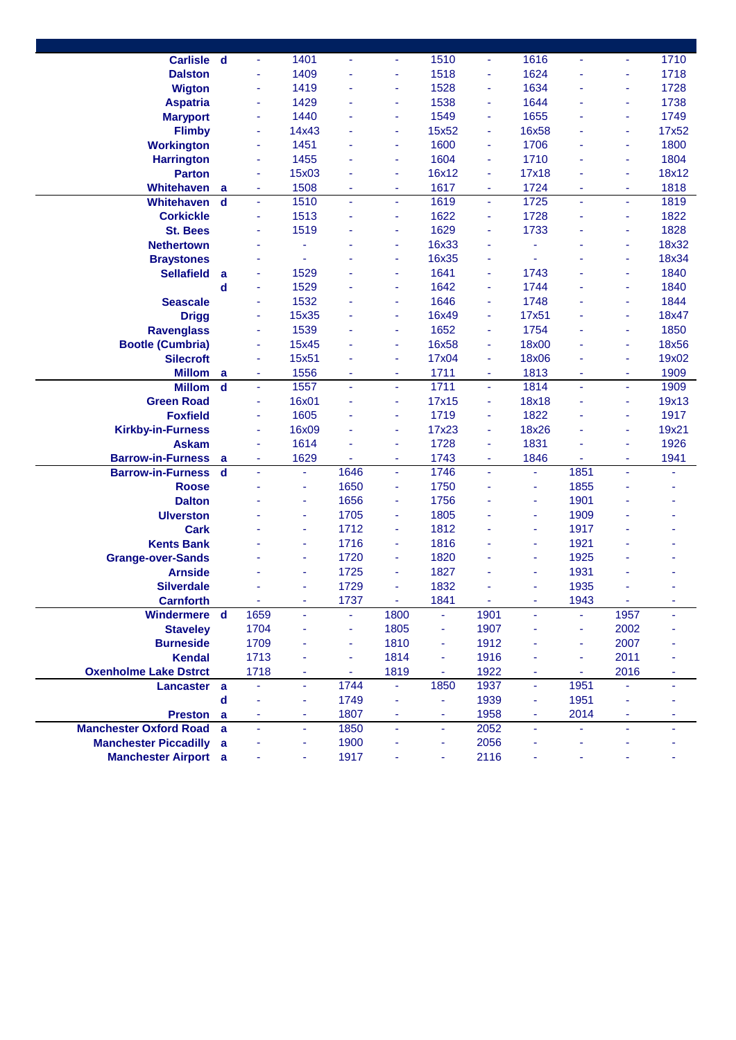| Station | | | | | | | | | | | |
|---|---|---|---|---|---|---|---|---|---|---|---|
| Carlisle | d | - | 1401 | - | - | 1510 | - | 1616 | - | - | 1710 |
| Dalston | | - | 1409 | - | - | 1518 | - | 1624 | - | - | 1718 |
| Wigton | | - | 1419 | - | - | 1528 | - | 1634 | - | - | 1728 |
| Aspatria | | - | 1429 | - | - | 1538 | - | 1644 | - | - | 1738 |
| Maryport | | - | 1440 | - | - | 1549 | - | 1655 | - | - | 1749 |
| Flimby | | - | 14x43 | - | - | 15x52 | - | 16x58 | - | - | 17x52 |
| Workington | | - | 1451 | - | - | 1600 | - | 1706 | - | - | 1800 |
| Harrington | | - | 1455 | - | - | 1604 | - | 1710 | - | - | 1804 |
| Parton | | - | 15x03 | - | - | 16x12 | - | 17x18 | - | - | 18x12 |
| Whitehaven | a | - | 1508 | - | - | 1617 | - | 1724 | - | - | 1818 |
| Whitehaven | d | - | 1510 | - | - | 1619 | - | 1725 | - | - | 1819 |
| Corkickle | | - | 1513 | - | - | 1622 | - | 1728 | - | - | 1822 |
| St. Bees | | - | 1519 | - | - | 1629 | - | 1733 | - | - | 1828 |
| Nethertown | | - | - | - | - | 16x33 | - | - | - | - | 18x32 |
| Braystones | | - | - | - | - | 16x35 | - | - | - | - | 18x34 |
| Sellafield | a | - | 1529 | - | - | 1641 | - | 1743 | - | - | 1840 |
| | d | - | 1529 | - | - | 1642 | - | 1744 | - | - | 1840 |
| Seascale | | - | 1532 | - | - | 1646 | - | 1748 | - | - | 1844 |
| Drigg | | - | 15x35 | - | - | 16x49 | - | 17x51 | - | - | 18x47 |
| Ravenglass | | - | 1539 | - | - | 1652 | - | 1754 | - | - | 1850 |
| Bootle (Cumbria) | | - | 15x45 | - | - | 16x58 | - | 18x00 | - | - | 18x56 |
| Silecroft | | - | 15x51 | - | - | 17x04 | - | 18x06 | - | - | 19x02 |
| Millom | a | - | 1556 | - | - | 1711 | - | 1813 | - | - | 1909 |
| Millom | d | - | 1557 | - | - | 1711 | - | 1814 | - | - | 1909 |
| Green Road | | - | 16x01 | - | - | 17x15 | - | 18x18 | - | - | 19x13 |
| Foxfield | | - | 1605 | - | - | 1719 | - | 1822 | - | - | 1917 |
| Kirkby-in-Furness | | - | 16x09 | - | - | 17x23 | - | 18x26 | - | - | 19x21 |
| Askam | | - | 1614 | - | - | 1728 | - | 1831 | - | - | 1926 |
| Barrow-in-Furness | a | - | 1629 | - | - | 1743 | - | 1846 | - | - | 1941 |
| Barrow-in-Furness | d | - | - | 1646 | - | 1746 | - | - | 1851 | - | - |
| Roose | | - | - | 1650 | - | 1750 | - | - | 1855 | - | - |
| Dalton | | - | - | 1656 | - | 1756 | - | - | 1901 | - | - |
| Ulverston | | - | - | 1705 | - | 1805 | - | - | 1909 | - | - |
| Cark | | - | - | 1712 | - | 1812 | - | - | 1917 | - | - |
| Kents Bank | | - | - | 1716 | - | 1816 | - | - | 1921 | - | - |
| Grange-over-Sands | | - | - | 1720 | - | 1820 | - | - | 1925 | - | - |
| Arnside | | - | - | 1725 | - | 1827 | - | - | 1931 | - | - |
| Silverdale | | - | - | 1729 | - | 1832 | - | - | 1935 | - | - |
| Carnforth | | - | - | 1737 | - | 1841 | - | - | 1943 | - | - |
| Windermere | d | 1659 | - | - | 1800 | - | 1901 | - | - | 1957 | - |
| Staveley | | 1704 | - | - | 1805 | - | 1907 | - | - | 2002 | - |
| Burneside | | 1709 | - | - | 1810 | - | 1912 | - | - | 2007 | - |
| Kendal | | 1713 | - | - | 1814 | - | 1916 | - | - | 2011 | - |
| Oxenholme Lake Dstrct | | 1718 | - | - | 1819 | - | 1922 | - | - | 2016 | - |
| Lancaster | a | - | - | 1744 | - | 1850 | 1937 | - | 1951 | - | - |
| | d | - | - | 1749 | - | - | 1939 | - | 1951 | - | - |
| Preston | a | - | - | 1807 | - | - | 1958 | - | 2014 | - | - |
| Manchester Oxford Road | a | - | - | 1850 | - | - | 2052 | - | - | - | - |
| Manchester Piccadilly | a | - | - | 1900 | - | - | 2056 | - | - | - | - |
| Manchester Airport | a | - | - | 1917 | - | - | 2116 | - | - | - | - |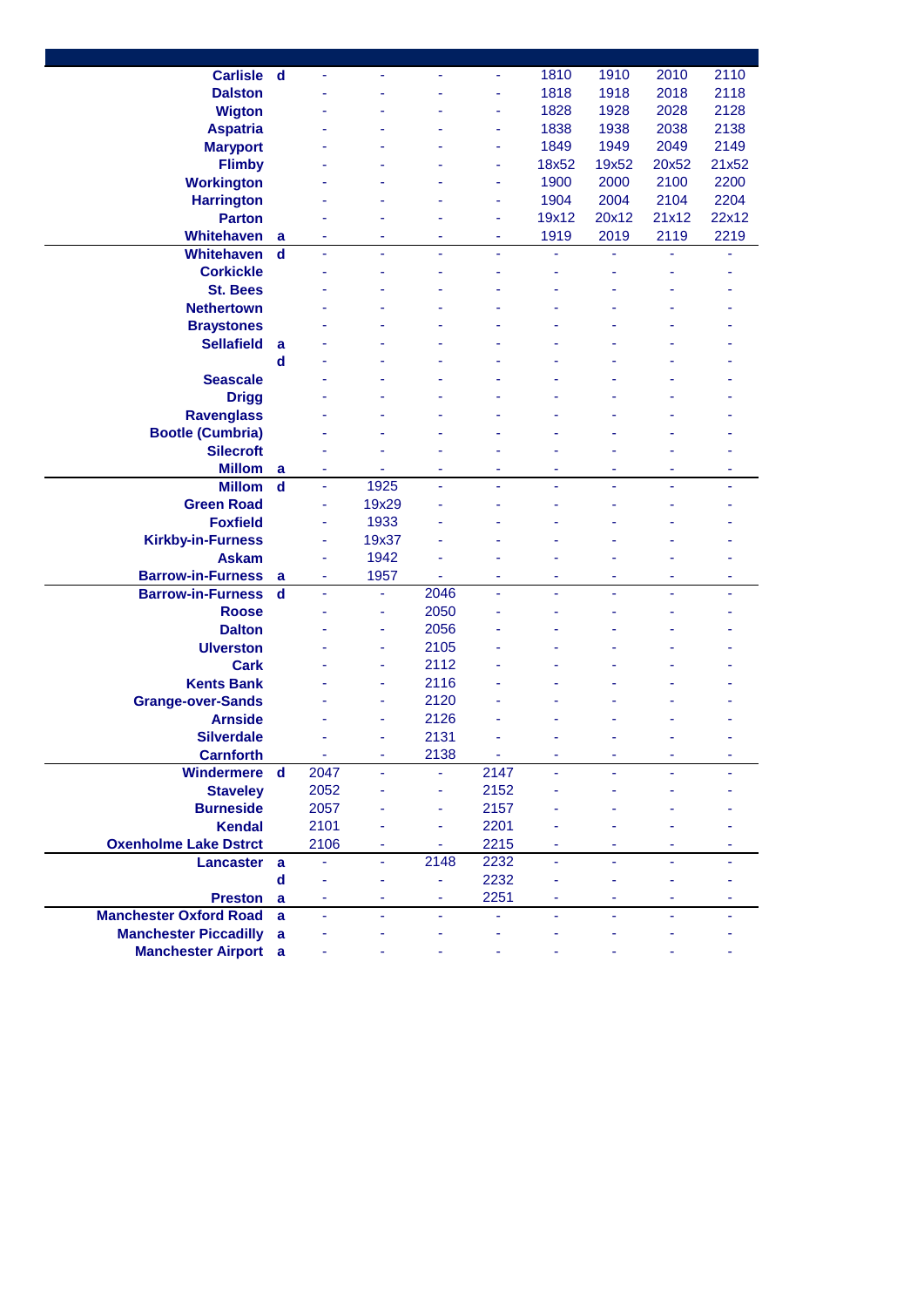| Station | | | | | | | | | |
|---|---|---|---|---|---|---|---|---|---|
| Carlisle | d | - | - | - | - | 1810 | 1910 | 2010 | 2110 |
| Dalston | | - | - | - | - | 1818 | 1918 | 2018 | 2118 |
| Wigton | | - | - | - | - | 1828 | 1928 | 2028 | 2128 |
| Aspatria | | - | - | - | - | 1838 | 1938 | 2038 | 2138 |
| Maryport | | - | - | - | - | 1849 | 1949 | 2049 | 2149 |
| Flimby | | - | - | - | - | 18x52 | 19x52 | 20x52 | 21x52 |
| Workington | | - | - | - | - | 1900 | 2000 | 2100 | 2200 |
| Harrington | | - | - | - | - | 1904 | 2004 | 2104 | 2204 |
| Parton | | - | - | - | - | 19x12 | 20x12 | 21x12 | 22x12 |
| Whitehaven | a | - | - | - | - | 1919 | 2019 | 2119 | 2219 |
| Whitehaven | d | - | - | - | - | - | - | - | - |
| Corkickle | | - | - | - | - | - | - | - | - |
| St. Bees | | - | - | - | - | - | - | - | - |
| Nethertown | | - | - | - | - | - | - | - | - |
| Braystones | | - | - | - | - | - | - | - | - |
| Sellafield | a | - | - | - | - | - | - | - | - |
| | d | - | - | - | - | - | - | - | - |
| Seascale | | - | - | - | - | - | - | - | - |
| Drigg | | - | - | - | - | - | - | - | - |
| Ravenglass | | - | - | - | - | - | - | - | - |
| Bootle (Cumbria) | | - | - | - | - | - | - | - | - |
| Silecroft | | - | - | - | - | - | - | - | - |
| Millom | a | - | - | - | - | - | - | - | - |
| Millom | d | - | 1925 | - | - | - | - | - | - |
| Green Road | | - | 19x29 | - | - | - | - | - | - |
| Foxfield | | - | 1933 | - | - | - | - | - | - |
| Kirkby-in-Furness | | - | 19x37 | - | - | - | - | - | - |
| Askam | | - | 1942 | - | - | - | - | - | - |
| Barrow-in-Furness | a | - | 1957 | - | - | - | - | - | - |
| Barrow-in-Furness | d | - | - | 2046 | - | - | - | - | - |
| Roose | | - | - | 2050 | - | - | - | - | - |
| Dalton | | - | - | 2056 | - | - | - | - | - |
| Ulverston | | - | - | 2105 | - | - | - | - | - |
| Cark | | - | - | 2112 | - | - | - | - | - |
| Kents Bank | | - | - | 2116 | - | - | - | - | - |
| Grange-over-Sands | | - | - | 2120 | - | - | - | - | - |
| Arnside | | - | - | 2126 | - | - | - | - | - |
| Silverdale | | - | - | 2131 | - | - | - | - | - |
| Carnforth | | - | - | 2138 | - | - | - | - | - |
| Windermere | d | 2047 | - | - | 2147 | - | - | - | - |
| Staveley | | 2052 | - | - | 2152 | - | - | - | - |
| Burneside | | 2057 | - | - | 2157 | - | - | - | - |
| Kendal | | 2101 | - | - | 2201 | - | - | - | - |
| Oxenholme Lake Dstrct | | 2106 | - | - | 2215 | - | - | - | - |
| Lancaster | a | - | - | 2148 | 2232 | - | - | - | - |
| | d | - | - | - | 2232 | - | - | - | - |
| Preston | a | - | - | - | 2251 | - | - | - | - |
| Manchester Oxford Road | a | - | - | - | - | - | - | - | - |
| Manchester Piccadilly | a | - | - | - | - | - | - | - | - |
| Manchester Airport | a | - | - | - | - | - | - | - | - |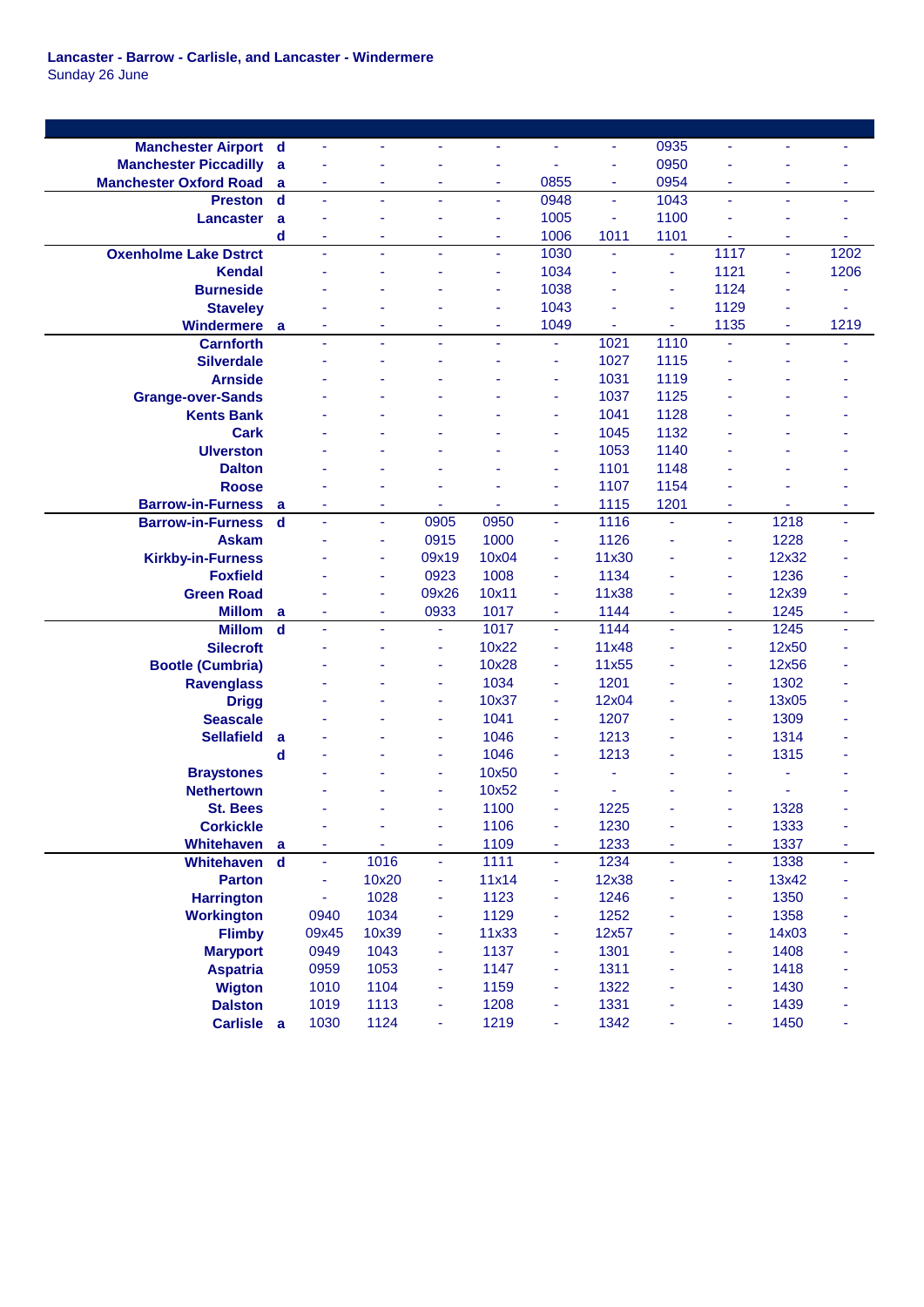**Lancaster - Barrow - Carlisle, and Lancaster - Windermere**
Sunday 26 June

| Station | | | | | | | | | | | |
|---|---|---|---|---|---|---|---|---|---|---|---|
| Manchester Airport | d | - | - | - | - | - | - | 0935 | - | - | - |
| Manchester Piccadilly | a | - | - | - | - | - | - | 0950 | - | - | - |
| Manchester Oxford Road | a | - | - | - | - | 0855 | - | 0954 | - | - | - |
| Preston | d | - | - | - | - | 0948 | - | 1043 | - | - | - |
| Lancaster | a | - | - | - | - | 1005 | - | 1100 | - | - | - |
| | d | - | - | - | - | 1006 | 1011 | 1101 | - | - | - |
| Oxenholme Lake Dstrct | | - | - | - | - | 1030 | - | - | 1117 | - | 1202 |
| Kendal | | - | - | - | - | 1034 | - | - | 1121 | - | 1206 |
| Burneside | | - | - | - | - | 1038 | - | - | 1124 | - | - |
| Staveley | | - | - | - | - | 1043 | - | - | 1129 | - | - |
| Windermere | a | - | - | - | - | 1049 | - | - | 1135 | - | 1219 |
| Carnforth | | - | - | - | - | - | 1021 | 1110 | - | - | - |
| Silverdale | | - | - | - | - | - | 1027 | 1115 | - | - | - |
| Arnside | | - | - | - | - | - | 1031 | 1119 | - | - | - |
| Grange-over-Sands | | - | - | - | - | - | 1037 | 1125 | - | - | - |
| Kents Bank | | - | - | - | - | - | 1041 | 1128 | - | - | - |
| Cark | | - | - | - | - | - | 1045 | 1132 | - | - | - |
| Ulverston | | - | - | - | - | - | 1053 | 1140 | - | - | - |
| Dalton | | - | - | - | - | - | 1101 | 1148 | - | - | - |
| Roose | | - | - | - | - | - | 1107 | 1154 | - | - | - |
| Barrow-in-Furness | a | - | - | - | - | - | 1115 | 1201 | - | - | - |
| Barrow-in-Furness | d | - | - | 0905 | 0950 | - | 1116 | - | - | 1218 | - |
| Askam | | - | - | 0915 | 1000 | - | 1126 | - | - | 1228 | - |
| Kirkby-in-Furness | | - | - | 09x19 | 10x04 | - | 11x30 | - | - | 12x32 | - |
| Foxfield | | - | - | 0923 | 1008 | - | 1134 | - | - | 1236 | - |
| Green Road | | - | - | 09x26 | 10x11 | - | 11x38 | - | - | 12x39 | - |
| Millom | a | - | - | 0933 | 1017 | - | 1144 | - | - | 1245 | - |
| Millom | d | - | - | - | 1017 | - | 1144 | - | - | 1245 | - |
| Silecroft | | - | - | - | 10x22 | - | 11x48 | - | - | 12x50 | - |
| Bootle (Cumbria) | | - | - | - | 10x28 | - | 11x55 | - | - | 12x56 | - |
| Ravenglass | | - | - | - | 1034 | - | 1201 | - | - | 1302 | - |
| Drigg | | - | - | - | 10x37 | - | 12x04 | - | - | 13x05 | - |
| Seascale | | - | - | - | 1041 | - | 1207 | - | - | 1309 | - |
| Sellafield | a | - | - | - | 1046 | - | 1213 | - | - | 1314 | - |
| | d | - | - | - | 1046 | - | 1213 | - | - | 1315 | - |
| Braystones | | - | - | - | 10x50 | - | - | - | - | - | - |
| Nethertown | | - | - | - | 10x52 | - | - | - | - | - | - |
| St. Bees | | - | - | - | 1100 | - | 1225 | - | - | 1328 | - |
| Corkickle | | - | - | - | 1106 | - | 1230 | - | - | 1333 | - |
| Whitehaven | a | - | - | - | 1109 | - | 1233 | - | - | 1337 | - |
| Whitehaven | d | - | 1016 | - | 1111 | - | 1234 | - | - | 1338 | - |
| Parton | | - | 10x20 | - | 11x14 | - | 12x38 | - | - | 13x42 | - |
| Harrington | | - | 1028 | - | 1123 | - | 1246 | - | - | 1350 | - |
| Workington | | 0940 | 1034 | - | 1129 | - | 1252 | - | - | 1358 | - |
| Flimby | | 09x45 | 10x39 | - | 11x33 | - | 12x57 | - | - | 14x03 | - |
| Maryport | | 0949 | 1043 | - | 1137 | - | 1301 | - | - | 1408 | - |
| Aspatria | | 0959 | 1053 | - | 1147 | - | 1311 | - | - | 1418 | - |
| Wigton | | 1010 | 1104 | - | 1159 | - | 1322 | - | - | 1430 | - |
| Dalston | | 1019 | 1113 | - | 1208 | - | 1331 | - | - | 1439 | - |
| Carlisle | a | 1030 | 1124 | - | 1219 | - | 1342 | - | - | 1450 | - |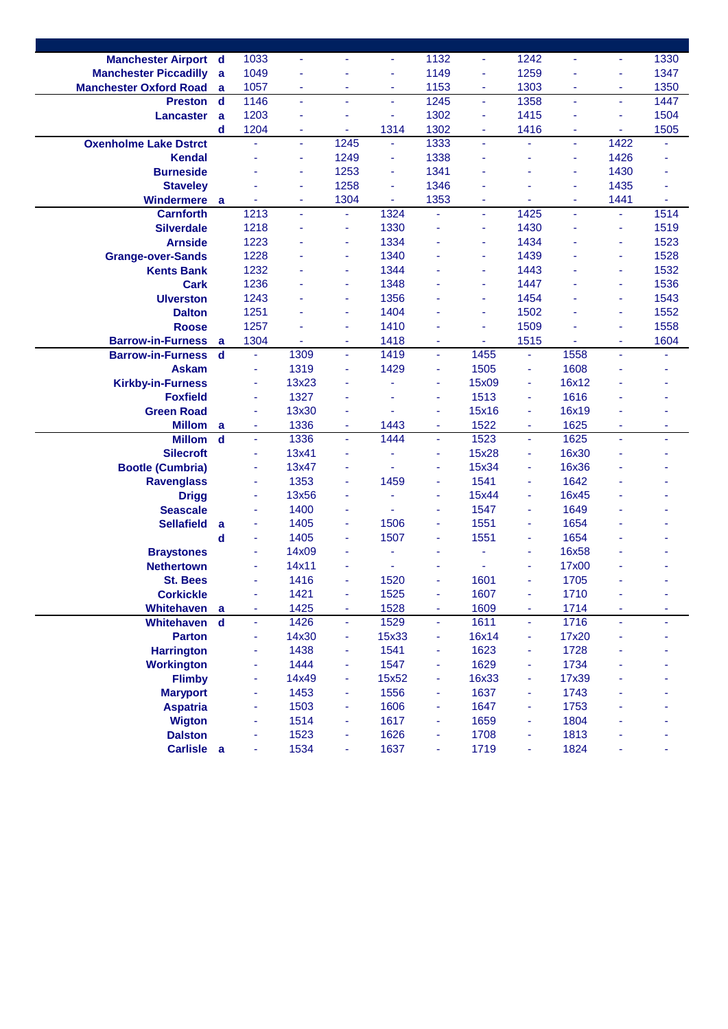| Station | | | | | | | | | | | |
|---|---|---|---|---|---|---|---|---|---|---|---|
| Manchester Airport | d | 1033 | - | - | - | 1132 | - | 1242 | - | - | 1330 |
| Manchester Piccadilly | a | 1049 | - | - | - | 1149 | - | 1259 | - | - | 1347 |
| Manchester Oxford Road | a | 1057 | - | - | - | 1153 | - | 1303 | - | - | 1350 |
| Preston | d | 1146 | - | - | - | 1245 | - | 1358 | - | - | 1447 |
| Lancaster | a | 1203 | - | - | - | 1302 | - | 1415 | - | - | 1504 |
| | d | 1204 | - | - | 1314 | 1302 | - | 1416 | - | - | 1505 |
| Oxenholme Lake Dstrct | | - | - | 1245 | - | 1333 | - | - | - | 1422 | - |
| Kendal | | - | - | 1249 | - | 1338 | - | - | - | 1426 | - |
| Burneside | | - | - | 1253 | - | 1341 | - | - | - | 1430 | - |
| Staveley | | - | - | 1258 | - | 1346 | - | - | - | 1435 | - |
| Windermere | a | - | - | 1304 | - | 1353 | - | - | - | 1441 | - |
| Carnforth | | 1213 | - | - | 1324 | - | - | 1425 | - | - | 1514 |
| Silverdale | | 1218 | - | - | 1330 | - | - | 1430 | - | - | 1519 |
| Arnside | | 1223 | - | - | 1334 | - | - | 1434 | - | - | 1523 |
| Grange-over-Sands | | 1228 | - | - | 1340 | - | - | 1439 | - | - | 1528 |
| Kents Bank | | 1232 | - | - | 1344 | - | - | 1443 | - | - | 1532 |
| Cark | | 1236 | - | - | 1348 | - | - | 1447 | - | - | 1536 |
| Ulverston | | 1243 | - | - | 1356 | - | - | 1454 | - | - | 1543 |
| Dalton | | 1251 | - | - | 1404 | - | - | 1502 | - | - | 1552 |
| Roose | | 1257 | - | - | 1410 | - | - | 1509 | - | - | 1558 |
| Barrow-in-Furness | a | 1304 | - | - | 1418 | - | - | 1515 | - | - | 1604 |
| Barrow-in-Furness | d | - | 1309 | - | 1419 | - | 1455 | - | 1558 | - | - |
| Askam | | - | 1319 | - | 1429 | - | 1505 | - | 1608 | - | - |
| Kirkby-in-Furness | | - | 13x23 | - | - | - | 15x09 | - | 16x12 | - | - |
| Foxfield | | - | 1327 | - | - | - | 1513 | - | 1616 | - | - |
| Green Road | | - | 13x30 | - | - | - | 15x16 | - | 16x19 | - | - |
| Millom | a | - | 1336 | - | 1443 | - | 1522 | - | 1625 | - | - |
| Millom | d | - | 1336 | - | 1444 | - | 1523 | - | 1625 | - | - |
| Silecroft | | - | 13x41 | - | - | - | 15x28 | - | 16x30 | - | - |
| Bootle (Cumbria) | | - | 13x47 | - | - | - | 15x34 | - | 16x36 | - | - |
| Ravenglass | | - | 1353 | - | 1459 | - | 1541 | - | 1642 | - | - |
| Drigg | | - | 13x56 | - | - | - | 15x44 | - | 16x45 | - | - |
| Seascale | | - | 1400 | - | - | - | 1547 | - | 1649 | - | - |
| Sellafield | a | - | 1405 | - | 1506 | - | 1551 | - | 1654 | - | - |
| | d | - | 1405 | - | 1507 | - | 1551 | - | 1654 | - | - |
| Braystones | | - | 14x09 | - | - | - | - | - | 16x58 | - | - |
| Nethertown | | - | 14x11 | - | - | - | - | - | 17x00 | - | - |
| St. Bees | | - | 1416 | - | 1520 | - | 1601 | - | 1705 | - | - |
| Corkickle | | - | 1421 | - | 1525 | - | 1607 | - | 1710 | - | - |
| Whitehaven | a | - | 1425 | - | 1528 | - | 1609 | - | 1714 | - | - |
| Whitehaven | d | - | 1426 | - | 1529 | - | 1611 | - | 1716 | - | - |
| Parton | | - | 14x30 | - | 15x33 | - | 16x14 | - | 17x20 | - | - |
| Harrington | | - | 1438 | - | 1541 | - | 1623 | - | 1728 | - | - |
| Workington | | - | 1444 | - | 1547 | - | 1629 | - | 1734 | - | - |
| Flimby | | - | 14x49 | - | 15x52 | - | 16x33 | - | 17x39 | - | - |
| Maryport | | - | 1453 | - | 1556 | - | 1637 | - | 1743 | - | - |
| Aspatria | | - | 1503 | - | 1606 | - | 1647 | - | 1753 | - | - |
| Wigton | | - | 1514 | - | 1617 | - | 1659 | - | 1804 | - | - |
| Dalston | | - | 1523 | - | 1626 | - | 1708 | - | 1813 | - | - |
| Carlisle | a | - | 1534 | - | 1637 | - | 1719 | - | 1824 | - | - |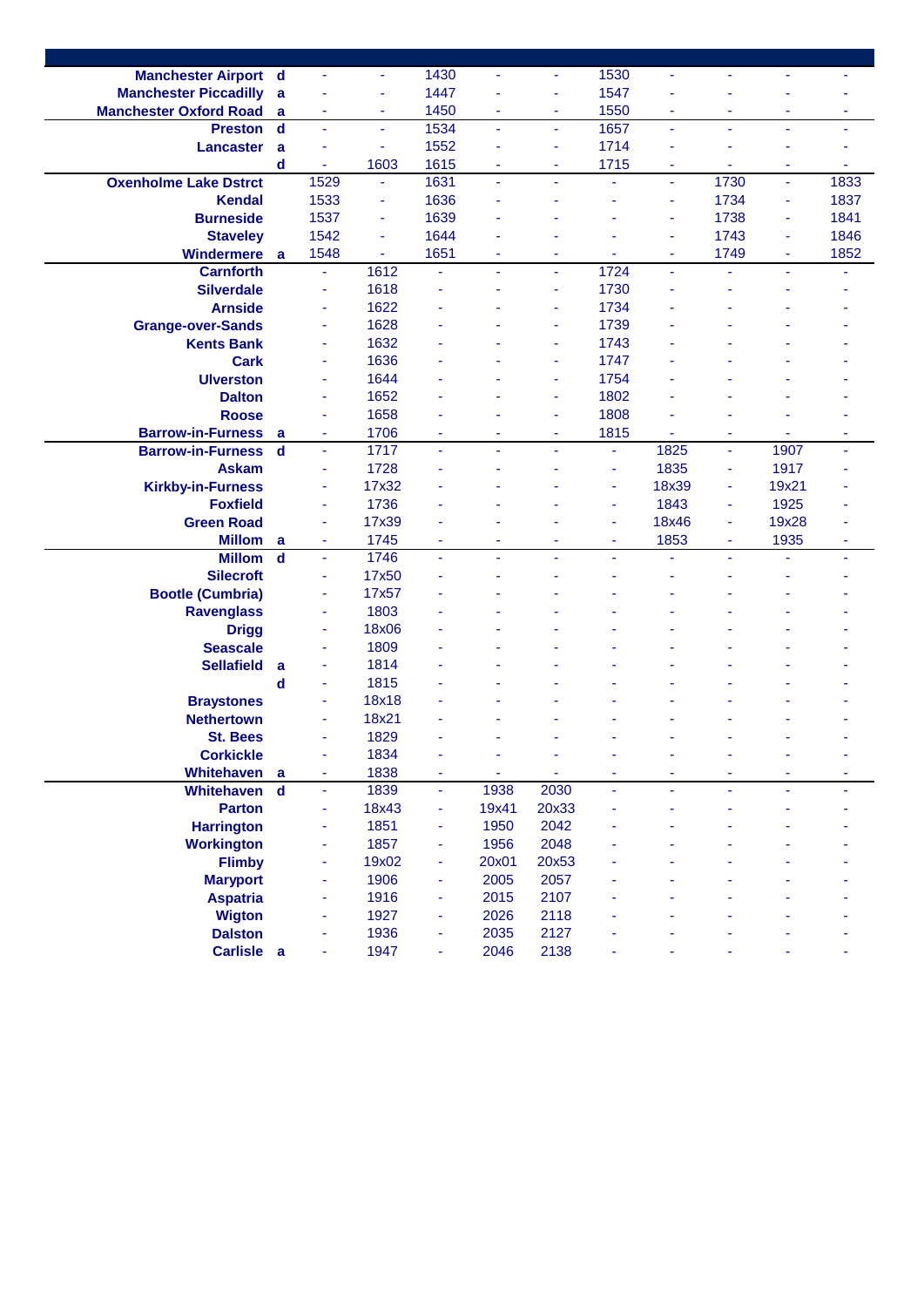| Station | | | | | | | | | | | |
|---|---|---|---|---|---|---|---|---|---|---|---|
| Manchester Airport | d | - | - | 1430 | - | - | 1530 | - | - | - | - |
| Manchester Piccadilly | a | - | - | 1447 | - | - | 1547 | - | - | - | - |
| Manchester Oxford Road | a | - | - | 1450 | - | - | 1550 | - | - | - | - |
| Preston | d | - | - | 1534 | - | - | 1657 | - | - | - | - |
| Lancaster | a | - | - | 1552 | - | - | 1714 | - | - | - | - |
| | d | - | 1603 | 1615 | - | - | 1715 | - | - | - | - |
| Oxenholme Lake Dstrct | | 1529 | - | 1631 | - | - | - | - | 1730 | - | 1833 |
| Kendal | | 1533 | - | 1636 | - | - | - | - | 1734 | - | 1837 |
| Burneside | | 1537 | - | 1639 | - | - | - | - | 1738 | - | 1841 |
| Staveley | | 1542 | - | 1644 | - | - | - | - | 1743 | - | 1846 |
| Windermere | a | 1548 | - | 1651 | - | - | - | - | 1749 | - | 1852 |
| Carnforth | | - | 1612 | - | - | - | 1724 | - | - | - | - |
| Silverdale | | - | 1618 | - | - | - | 1730 | - | - | - | - |
| Arnside | | - | 1622 | - | - | - | 1734 | - | - | - | - |
| Grange-over-Sands | | - | 1628 | - | - | - | 1739 | - | - | - | - |
| Kents Bank | | - | 1632 | - | - | - | 1743 | - | - | - | - |
| Cark | | - | 1636 | - | - | - | 1747 | - | - | - | - |
| Ulverston | | - | 1644 | - | - | - | 1754 | - | - | - | - |
| Dalton | | - | 1652 | - | - | - | 1802 | - | - | - | - |
| Roose | | - | 1658 | - | - | - | 1808 | - | - | - | - |
| Barrow-in-Furness | a | - | 1706 | - | - | - | 1815 | - | - | - | - |
| Barrow-in-Furness | d | - | 1717 | - | - | - | - | 1825 | - | 1907 | - |
| Askam | | - | 1728 | - | - | - | - | 1835 | - | 1917 | - |
| Kirkby-in-Furness | | - | 17x32 | - | - | - | - | 18x39 | - | 19x21 | - |
| Foxfield | | - | 1736 | - | - | - | - | 1843 | - | 1925 | - |
| Green Road | | - | 17x39 | - | - | - | - | 18x46 | - | 19x28 | - |
| Millom | a | - | 1745 | - | - | - | - | 1853 | - | 1935 | - |
| Millom | d | - | 1746 | - | - | - | - | - | - | - | - |
| Silecroft | | - | 17x50 | - | - | - | - | - | - | - | - |
| Bootle (Cumbria) | | - | 17x57 | - | - | - | - | - | - | - | - |
| Ravenglass | | - | 1803 | - | - | - | - | - | - | - | - |
| Drigg | | - | 18x06 | - | - | - | - | - | - | - | - |
| Seascale | | - | 1809 | - | - | - | - | - | - | - | - |
| Sellafield | a | - | 1814 | - | - | - | - | - | - | - | - |
| | d | - | 1815 | - | - | - | - | - | - | - | - |
| Braystones | | - | 18x18 | - | - | - | - | - | - | - | - |
| Nethertown | | - | 18x21 | - | - | - | - | - | - | - | - |
| St. Bees | | - | 1829 | - | - | - | - | - | - | - | - |
| Corkickle | | - | 1834 | - | - | - | - | - | - | - | - |
| Whitehaven | a | - | 1838 | - | - | - | - | - | - | - | - |
| Whitehaven | d | - | 1839 | - | 1938 | 2030 | - | - | - | - | - |
| Parton | | - | 18x43 | - | 19x41 | 20x33 | - | - | - | - | - |
| Harrington | | - | 1851 | - | 1950 | 2042 | - | - | - | - | - |
| Workington | | - | 1857 | - | 1956 | 2048 | - | - | - | - | - |
| Flimby | | - | 19x02 | - | 20x01 | 20x53 | - | - | - | - | - |
| Maryport | | - | 1906 | - | 2005 | 2057 | - | - | - | - | - |
| Aspatria | | - | 1916 | - | 2015 | 2107 | - | - | - | - | - |
| Wigton | | - | 1927 | - | 2026 | 2118 | - | - | - | - | - |
| Dalston | | - | 1936 | - | 2035 | 2127 | - | - | - | - | - |
| Carlisle | a | - | 1947 | - | 2046 | 2138 | - | - | - | - | - |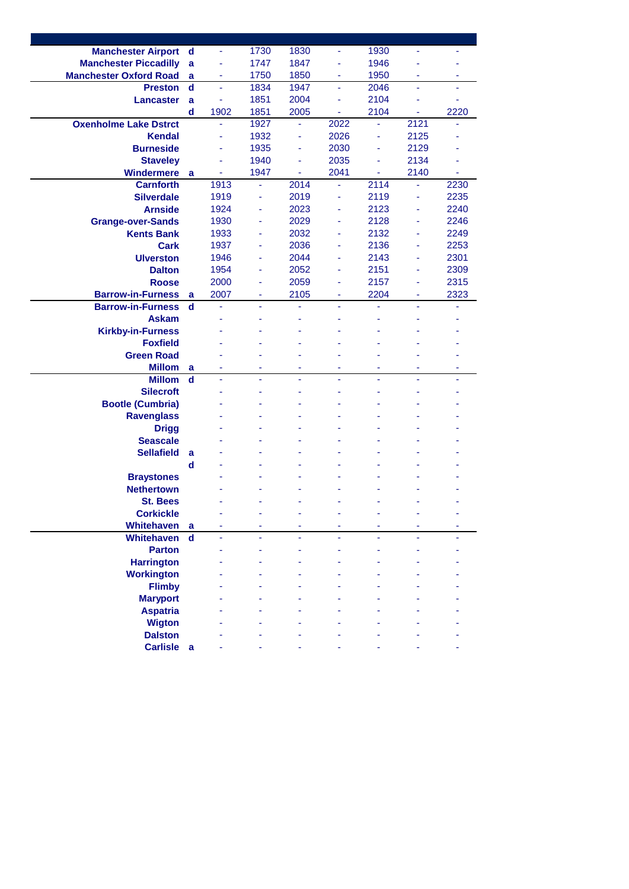| | | | | | | | | |
|---|---|---|---|---|---|---|---|---|
| **Manchester Airport** | **d** | - | 1730 | 1830 | - | 1930 | - | - |
| **Manchester Piccadilly** | **a** | - | 1747 | 1847 | - | 1946 | - | - |
| **Manchester Oxford Road** | **a** | - | 1750 | 1850 | - | 1950 | - | - |
| **Preston** | **d** | - | 1834 | 1947 | - | 2046 | - | - |
| **Lancaster** | **a** | - | 1851 | 2004 | - | 2104 | - | - |
| | **d** | 1902 | 1851 | 2005 | - | 2104 | - | 2220 |
| **Oxenholme Lake Dstrct** | | - | 1927 | - | 2022 | - | 2121 | - |
| **Kendal** | | - | 1932 | - | 2026 | - | 2125 | - |
| **Burneside** | | - | 1935 | - | 2030 | - | 2129 | - |
| **Staveley** | | - | 1940 | - | 2035 | - | 2134 | - |
| **Windermere** | **a** | - | 1947 | - | 2041 | - | 2140 | - |
| **Carnforth** | | 1913 | - | 2014 | - | 2114 | - | 2230 |
| **Silverdale** | | 1919 | - | 2019 | - | 2119 | - | 2235 |
| **Arnside** | | 1924 | - | 2023 | - | 2123 | - | 2240 |
| **Grange-over-Sands** | | 1930 | - | 2029 | - | 2128 | - | 2246 |
| **Kents Bank** | | 1933 | - | 2032 | - | 2132 | - | 2249 |
| **Cark** | | 1937 | - | 2036 | - | 2136 | - | 2253 |
| **Ulverston** | | 1946 | - | 2044 | - | 2143 | - | 2301 |
| **Dalton** | | 1954 | - | 2052 | - | 2151 | - | 2309 |
| **Roose** | | 2000 | - | 2059 | - | 2157 | - | 2315 |
| **Barrow-in-Furness** | **a** | 2007 | - | 2105 | - | 2204 | - | 2323 |
| **Barrow-in-Furness** | **d** | - | - | - | - | - | - | - |
| **Askam** | | - | - | - | - | - | - | - |
| **Kirkby-in-Furness** | | - | - | - | - | - | - | - |
| **Foxfield** | | - | - | - | - | - | - | - |
| **Green Road** | | - | - | - | - | - | - | - |
| **Millom** | **a** | - | - | - | - | - | - | - |
| **Millom** | **d** | - | - | - | - | - | - | - |
| **Silecroft** | | - | - | - | - | - | - | - |
| **Bootle (Cumbria)** | | - | - | - | - | - | - | - |
| **Ravenglass** | | - | - | - | - | - | - | - |
| **Drigg** | | - | - | - | - | - | - | - |
| **Seascale** | | - | - | - | - | - | - | - |
| **Sellafield** | **a** | - | - | - | - | - | - | - |
| | **d** | - | - | - | - | - | - | - |
| **Braystones** | | - | - | - | - | - | - | - |
| **Nethertown** | | - | - | - | - | - | - | - |
| **St. Bees** | | - | - | - | - | - | - | - |
| **Corkickle** | | - | - | - | - | - | - | - |
| **Whitehaven** | **a** | - | - | - | - | - | - | - |
| **Whitehaven** | **d** | - | - | - | - | - | - | - |
| **Parton** | | - | - | - | - | - | - | - |
| **Harrington** | | - | - | - | - | - | - | - |
| **Workington** | | - | - | - | - | - | - | - |
| **Flimby** | | - | - | - | - | - | - | - |
| **Maryport** | | - | - | - | - | - | - | - |
| **Aspatria** | | - | - | - | - | - | - | - |
| **Wigton** | | - | - | - | - | - | - | - |
| **Dalston** | | - | - | - | - | - | - | - |
| **Carlisle** | **a** | - | - | - | - | - | - | - |